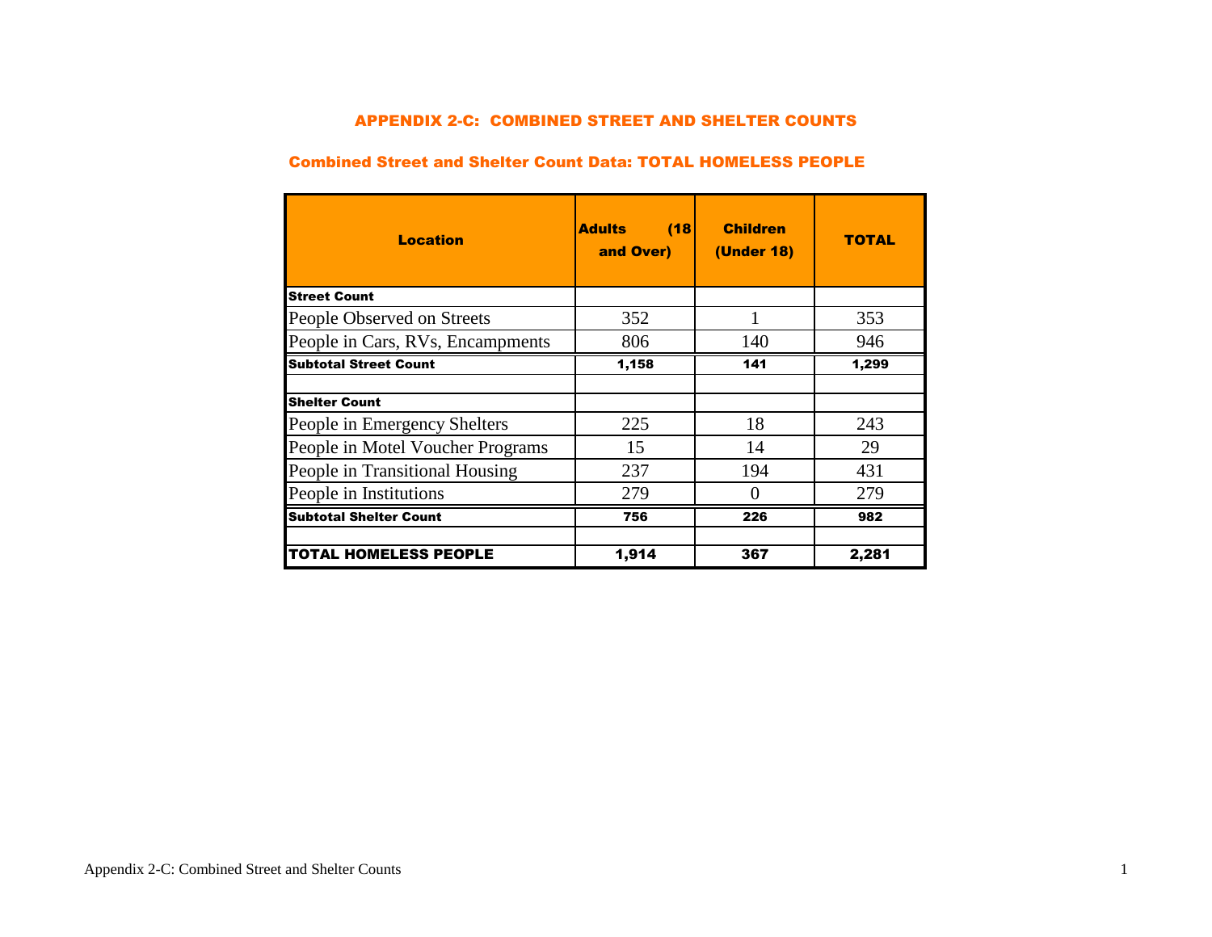# APPENDIX 2-C: COMBINED STREET AND SHELTER COUNTS

## Combined Street and Shelter Count Data: TOTAL HOMELESS PEOPLE

| Location | Adults (18 and Over) | Children (Under 18) | TOTAL |
|---|---|---|---|
| **Street Count** | | | |
| People Observed on Streets | 352 | 1 | 353 |
| People in Cars, RVs, Encampments | 806 | 140 | 946 |
| **Subtotal Street Count** | **1,158** | **141** | **1,299** |
| | | | |
| **Shelter Count** | | | |
| People in Emergency Shelters | 225 | 18 | 243 |
| People in Motel Voucher Programs | 15 | 14 | 29 |
| People in Transitional Housing | 237 | 194 | 431 |
| People in Institutions | 279 | 0 | 279 |
| **Subtotal Shelter Count** | **756** | **226** | **982** |
| | | | |
| **TOTAL HOMELESS PEOPLE** | **1,914** | **367** | **2,281** |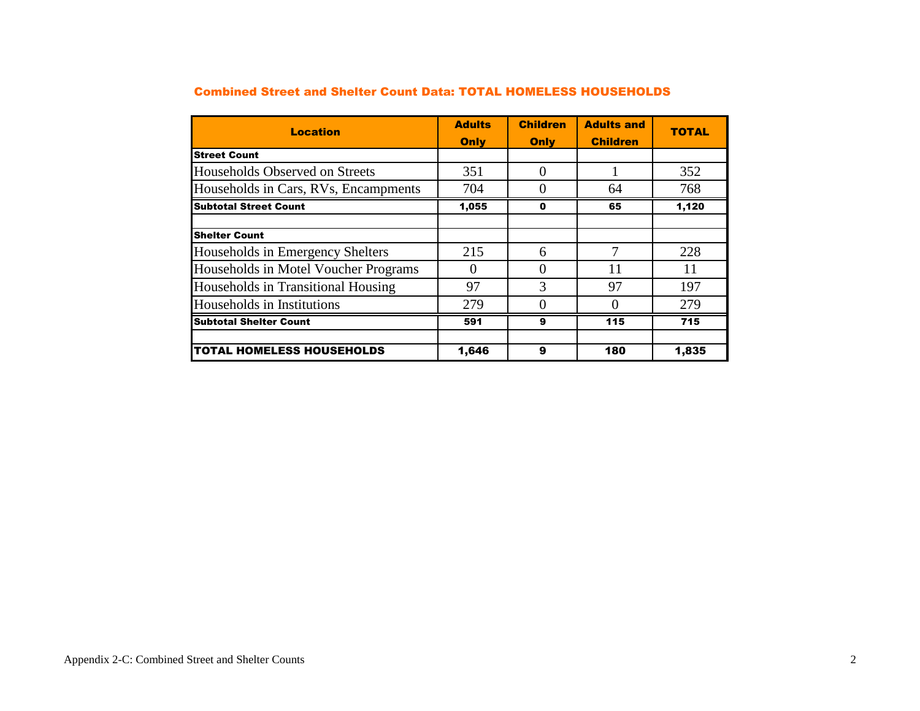## Combined Street and Shelter Count Data: TOTAL HOMELESS HOUSEHOLDS

| Location | Adults Only | Children Only | Adults and Children | TOTAL |
|---|---|---|---|---|
| **Street Count** | | | | |
| Households Observed on Streets | 351 | 0 | 1 | 352 |
| Households in Cars, RVs, Encampments | 704 | 0 | 64 | 768 |
| **Subtotal Street Count** | **1,055** | **0** | **65** | **1,120** |
| | | | | |
| **Shelter Count** | | | | |
| Households in Emergency Shelters | 215 | 6 | 7 | 228 |
| Households in Motel Voucher Programs | 0 | 0 | 11 | 11 |
| Households in Transitional Housing | 97 | 3 | 97 | 197 |
| Households in Institutions | 279 | 0 | 0 | 279 |
| **Subtotal Shelter Count** | **591** | **9** | **115** | **715** |
| | | | | |
| **TOTAL HOMELESS HOUSEHOLDS** | **1,646** | **9** | **180** | **1,835** |

Appendix 2-C: Combined Street and Shelter Counts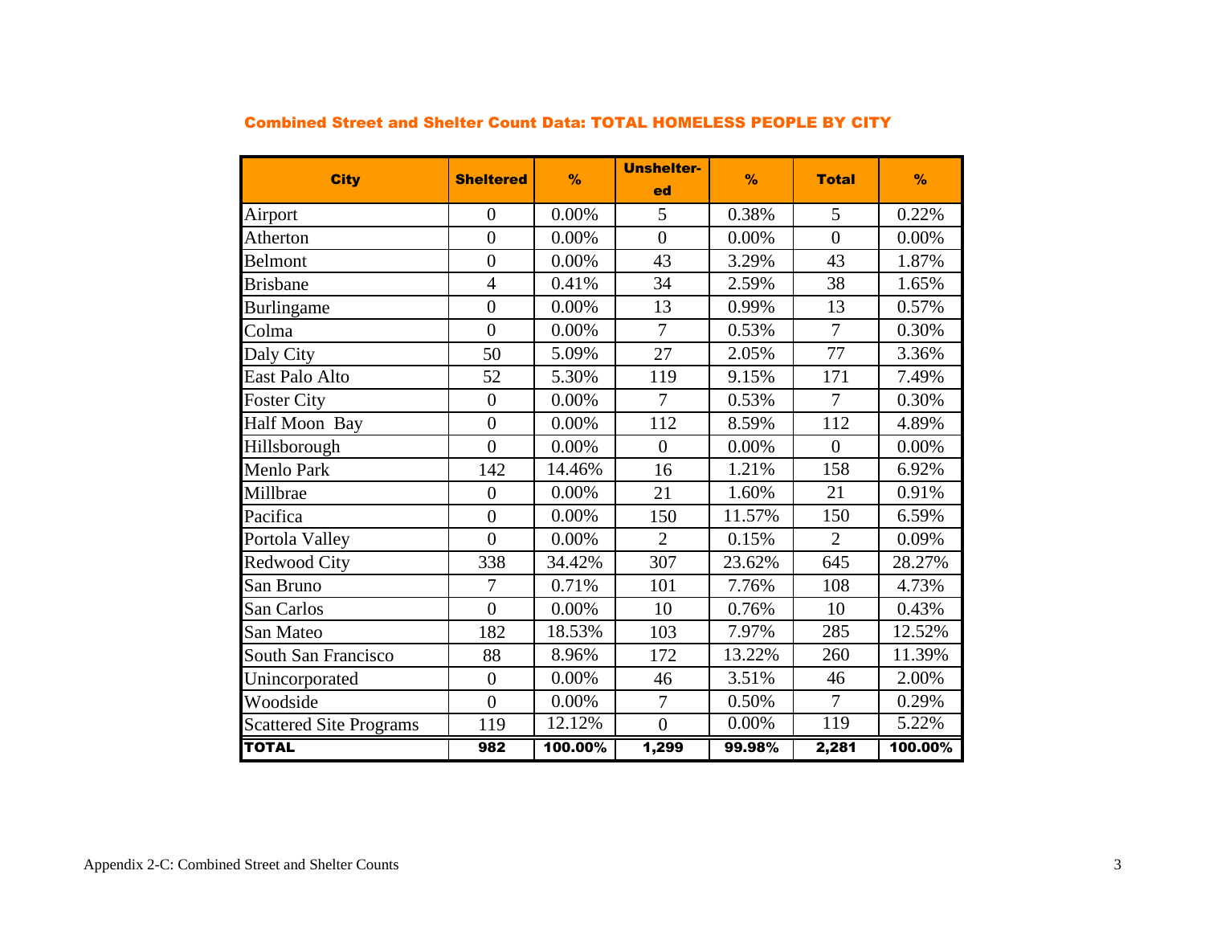## Combined Street and Shelter Count Data: TOTAL HOMELESS PEOPLE BY CITY

| City | Sheltered | % | Unsheltered | % | Total | % |
|---|---|---|---|---|---|---|
| Airport | 0 | 0.00% | 5 | 0.38% | 5 | 0.22% |
| Atherton | 0 | 0.00% | 0 | 0.00% | 0 | 0.00% |
| Belmont | 0 | 0.00% | 43 | 3.29% | 43 | 1.87% |
| Brisbane | 4 | 0.41% | 34 | 2.59% | 38 | 1.65% |
| Burlingame | 0 | 0.00% | 13 | 0.99% | 13 | 0.57% |
| Colma | 0 | 0.00% | 7 | 0.53% | 7 | 0.30% |
| Daly City | 50 | 5.09% | 27 | 2.05% | 77 | 3.36% |
| East Palo Alto | 52 | 5.30% | 119 | 9.15% | 171 | 7.49% |
| Foster City | 0 | 0.00% | 7 | 0.53% | 7 | 0.30% |
| Half Moon Bay | 0 | 0.00% | 112 | 8.59% | 112 | 4.89% |
| Hillsborough | 0 | 0.00% | 0 | 0.00% | 0 | 0.00% |
| Menlo Park | 142 | 14.46% | 16 | 1.21% | 158 | 6.92% |
| Millbrae | 0 | 0.00% | 21 | 1.60% | 21 | 0.91% |
| Pacifica | 0 | 0.00% | 150 | 11.57% | 150 | 6.59% |
| Portola Valley | 0 | 0.00% | 2 | 0.15% | 2 | 0.09% |
| Redwood City | 338 | 34.42% | 307 | 23.62% | 645 | 28.27% |
| San Bruno | 7 | 0.71% | 101 | 7.76% | 108 | 4.73% |
| San Carlos | 0 | 0.00% | 10 | 0.76% | 10 | 0.43% |
| San Mateo | 182 | 18.53% | 103 | 7.97% | 285 | 12.52% |
| South San Francisco | 88 | 8.96% | 172 | 13.22% | 260 | 11.39% |
| Unincorporated | 0 | 0.00% | 46 | 3.51% | 46 | 2.00% |
| Woodside | 0 | 0.00% | 7 | 0.50% | 7 | 0.29% |
| Scattered Site Programs | 119 | 12.12% | 0 | 0.00% | 119 | 5.22% |
| **TOTAL** | **982** | **100.00%** | **1,299** | **99.98%** | **2,281** | **100.00%** |

Appendix 2-C: Combined Street and Shelter Counts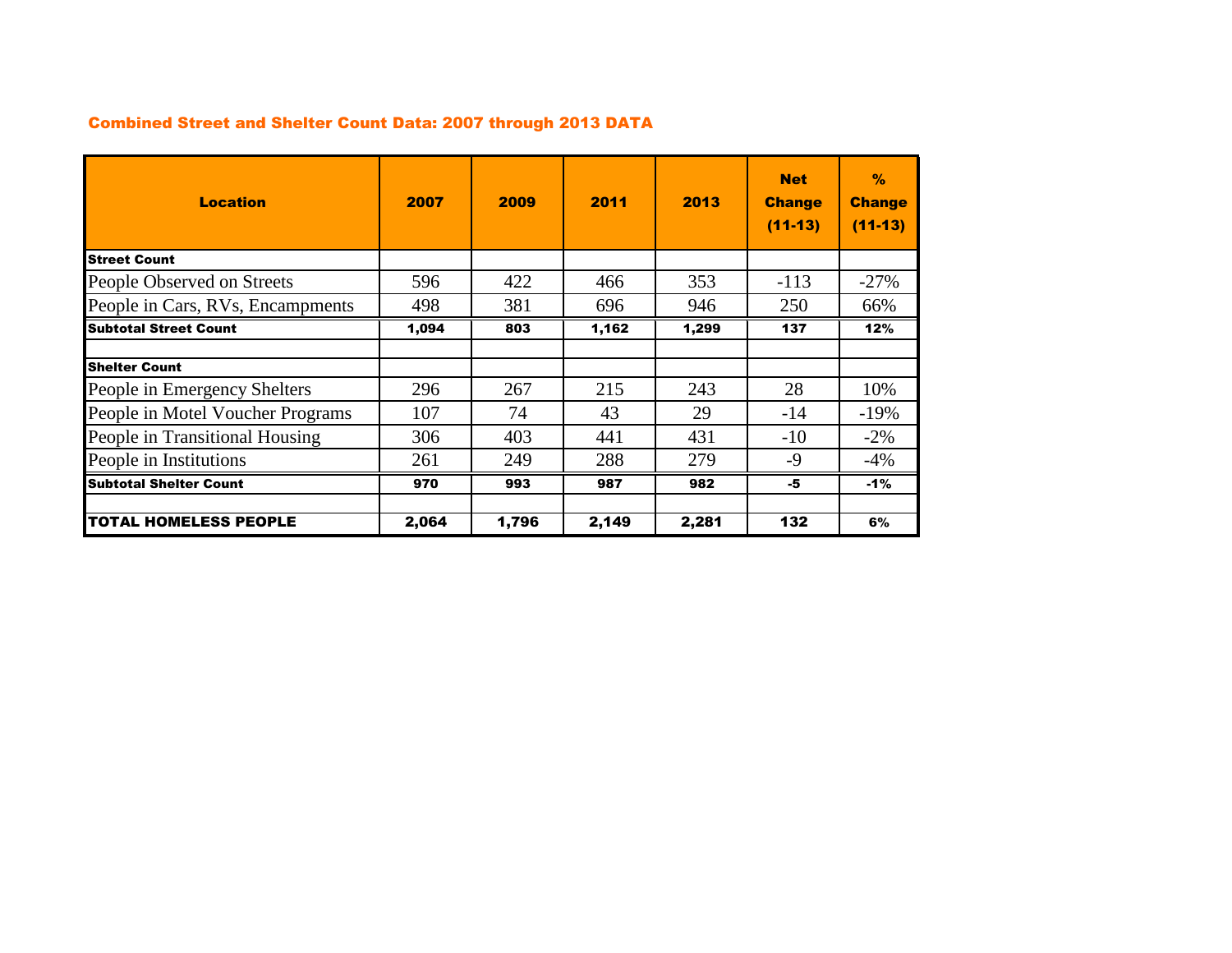## Combined Street and Shelter Count Data: 2007 through 2013 DATA

| Location | 2007 | 2009 | 2011 | 2013 | Net Change (11-13) | % Change (11-13) |
|---|---|---|---|---|---|---|
| **Street Count** | | | | | | |
| People Observed on Streets | 596 | 422 | 466 | 353 | -113 | -27% |
| People in Cars, RVs, Encampments | 498 | 381 | 696 | 946 | 250 | 66% |
| **Subtotal Street Count** | **1,094** | **803** | **1,162** | **1,299** | **137** | **12%** |
| | | | | | | |
| **Shelter Count** | | | | | | |
| People in Emergency Shelters | 296 | 267 | 215 | 243 | 28 | 10% |
| People in Motel Voucher Programs | 107 | 74 | 43 | 29 | -14 | -19% |
| People in Transitional Housing | 306 | 403 | 441 | 431 | -10 | -2% |
| People in Institutions | 261 | 249 | 288 | 279 | -9 | -4% |
| **Subtotal Shelter Count** | **970** | **993** | **987** | **982** | **-5** | **-1%** |
| | | | | | | |
| **TOTAL HOMELESS PEOPLE** | **2,064** | **1,796** | **2,149** | **2,281** | **132** | **6%** |